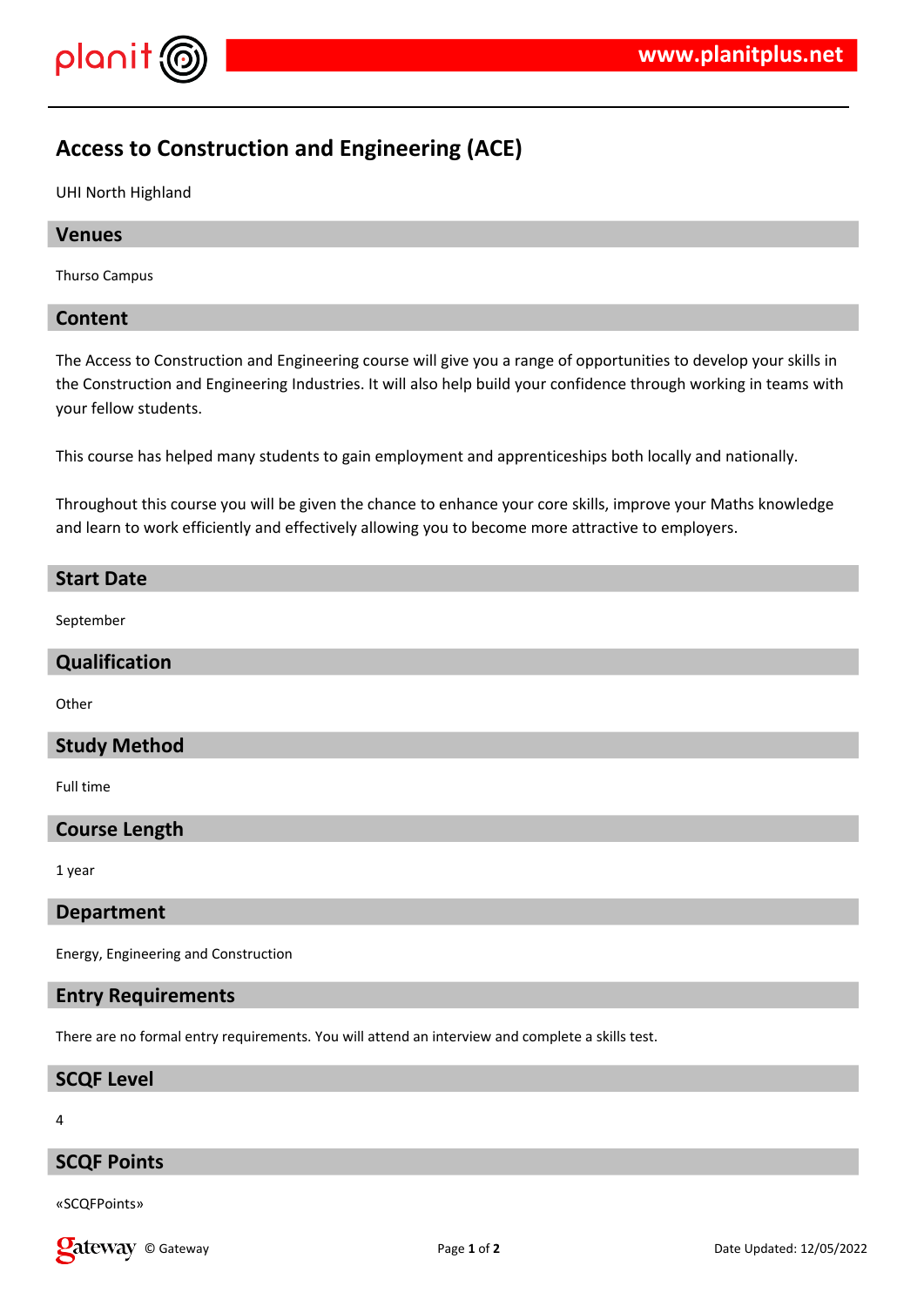# Access to Construction and Engineering (ACE)

UHI North Highland

## Venues

Thurso Campus

## Content

The Access to Construction and Engineering course will give you a range of opportunities to develop your skills in the Construction and Engineering Industries. It will also help build your confidence through working in teams with your fellow students.

This course has helped many students to gain employment and apprenticeships both locally and nationally.

Throughout this course you will be given the chance to enhance your core skills, improve your Maths knowledge and learn to work efficiently and effectively allowing you to become more attractive to employers.

## Start Date

September

## Qualification

Other

## Study Method

Full time

## Course Length

1 year

## Department

Energy, Engineering and Construction

## Entry Requirements

There are no formal entry requirements. You will attend an interview and complete a skills test.

## SCQF Level

4

## SCQF Points

«SCQFPoints»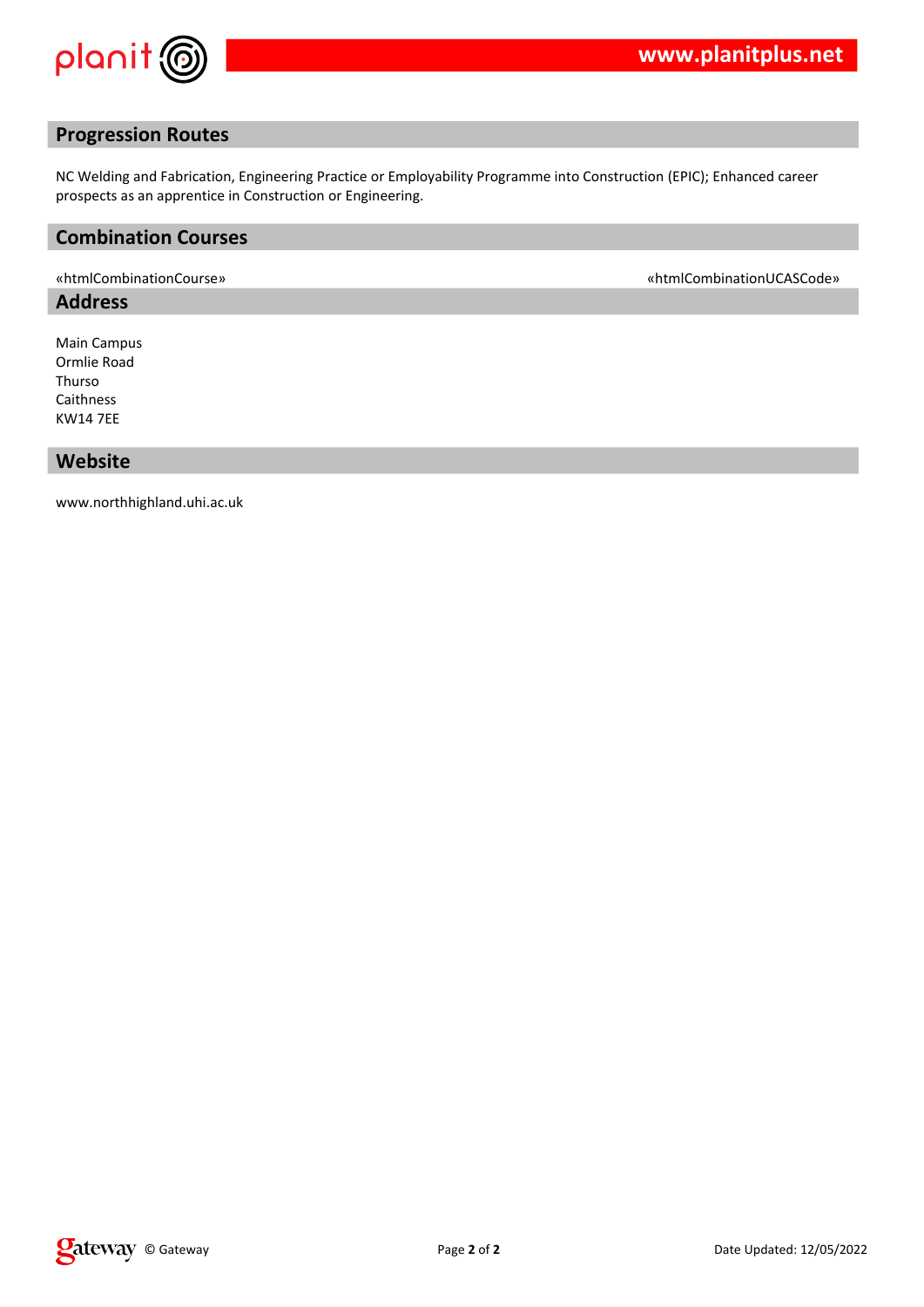## Progression Routes

NC Welding and Fabrication, Engineering Practice or Employability Programme into Construction (EPIC); Enhanced career prospects as an apprentice in Construction or Engineering.

## Combination Courses

«htmlCombinationCourse» «htmlCombinationUCASCode»

## Address

Main Campus
Ormlie Road
Thurso
Caithness
KW14 7EE

## Website

www.northhighland.uhi.ac.uk